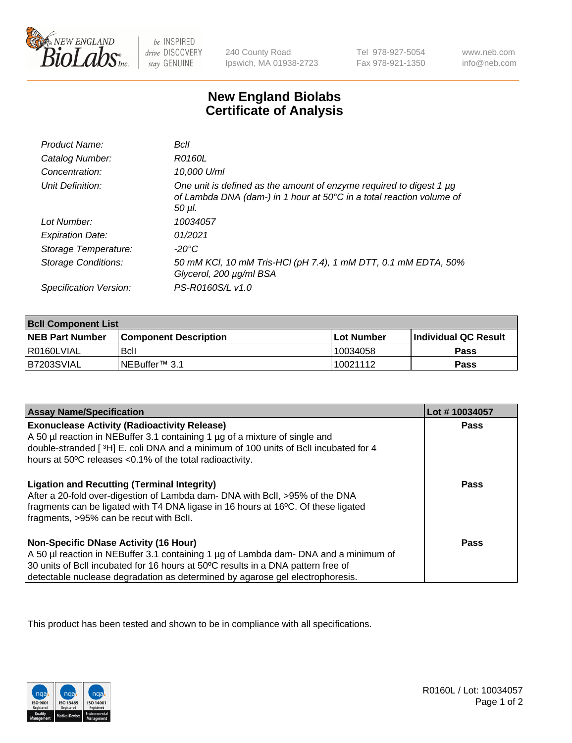# New England Biolabs
# Certificate of Analysis

| | |
|---|---|
| *Product Name:* | *BclI* |
| *Catalog Number:* | *R0160L* |
| *Concentration:* | *10,000 U/ml* |
| *Unit Definition:* | *One unit is defined as the amount of enzyme required to digest 1 µg of Lambda DNA (dam-) in 1 hour at 50°C in a total reaction volume of 50 µl.* |
| *Lot Number:* | *10034057* |
| *Expiration Date:* | *01/2021* |
| *Storage Temperature:* | *-20°C* |
| *Storage Conditions:* | *50 mM KCl, 10 mM Tris-HCl (pH 7.4), 1 mM DTT, 0.1 mM EDTA, 50% Glycerol, 200 µg/ml BSA* |
| *Specification Version:* | *PS-R0160S/L v1.0* |

| **BclI Component List** | | | |
|---|---|---|---|
| **NEB Part Number** | **Component Description** | **Lot Number** | **Individual QC Result** |
| R0160LVIAL | BclI | 10034058 | **Pass** |
| B7203SVIAL | NEBuffer™ 3.1 | 10021112 | **Pass** |

| **Assay Name/Specification** | **Lot # 10034057** |
|---|---|
| **Exonuclease Activity (Radioactivity Release)**<br>A 50 µl reaction in NEBuffer 3.1 containing 1 µg of a mixture of single and double-stranded [ ³H] E. coli DNA and a minimum of 100 units of BclI incubated for 4 hours at 50ºC releases <0.1% of the total radioactivity. | **Pass** |
| **Ligation and Recutting (Terminal Integrity)**<br>After a 20-fold over-digestion of Lambda dam- DNA with BclI, >95% of the DNA fragments can be ligated with T4 DNA ligase in 16 hours at 16ºC. Of these ligated fragments, >95% can be recut with BclI. | **Pass** |
| **Non-Specific DNase Activity (16 Hour)**<br>A 50 µl reaction in NEBuffer 3.1 containing 1 µg of Lambda dam- DNA and a minimum of 30 units of BclI incubated for 16 hours at 50ºC results in a DNA pattern free of detectable nuclease degradation as determined by agarose gel electrophoresis. | **Pass** |

This product has been tested and shown to be in compliance with all specifications.

R0160L / Lot: 10034057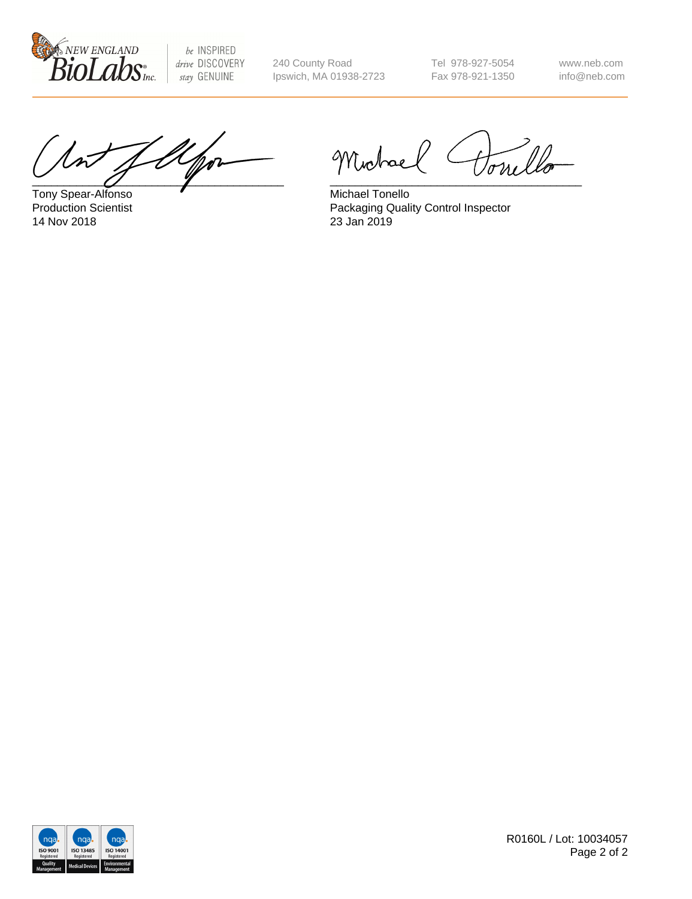NEW ENGLAND BioLabs Inc.

be INSPIRED
drive DISCOVERY
stay GENUINE

240 County Road
Ipswich, MA 01938-2723

Tel 978-927-5054
Fax 978-921-1350

www.neb.com
info@neb.com

Tony Spear-Alfonso
Production Scientist
14 Nov 2018

Michael Tonello
Packaging Quality Control Inspector
23 Jan 2019

ISO 9001 Registered Quality Management | ISO 13485 Registered Medical Devices | ISO 14001 Registered Environmental Management

R0160L / Lot: 10034057